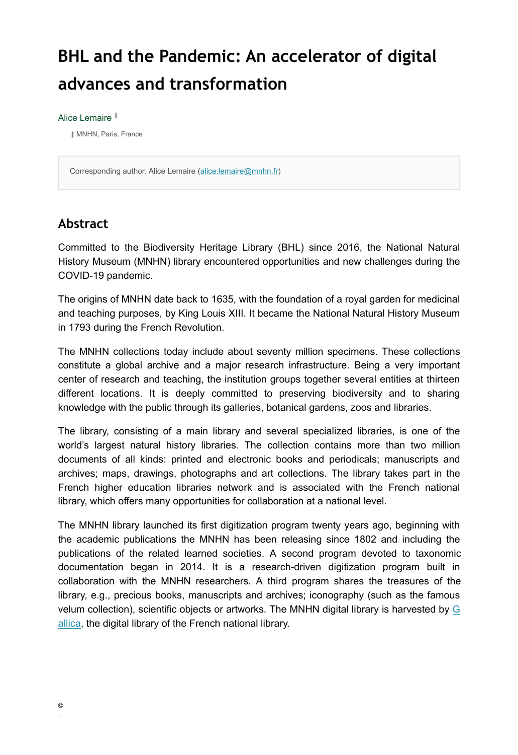# BHL and the Pandemic: An accelerator of digital advances and transformation

Alice Lemaire [‡]

[‡] MNHN, Paris, France

Corresponding author: Alice Lemaire (alice.lemaire@mnhn.fr)

## Abstract

Committed to the Biodiversity Heritage Library (BHL) since 2016, the National Natural History Museum (MNHN) library encountered opportunities and new challenges during the COVID-19 pandemic.

The origins of MNHN date back to 1635, with the foundation of a royal garden for medicinal and teaching purposes, by King Louis XIII. It became the National Natural History Museum in 1793 during the French Revolution.

The MNHN collections today include about seventy million specimens. These collections constitute a global archive and a major research infrastructure. Being a very important center of research and teaching, the institution groups together several entities at thirteen different locations. It is deeply committed to preserving biodiversity and to sharing knowledge with the public through its galleries, botanical gardens, zoos and libraries.

The library, consisting of a main library and several specialized libraries, is one of the world's largest natural history libraries. The collection contains more than two million documents of all kinds: printed and electronic books and periodicals; manuscripts and archives; maps, drawings, photographs and art collections. The library takes part in the French higher education libraries network and is associated with the French national library, which offers many opportunities for collaboration at a national level.

The MNHN library launched its first digitization program twenty years ago, beginning with the academic publications the MNHN has been releasing since 1802 and including the publications of the related learned societies. A second program devoted to taxonomic documentation began in 2014. It is a research-driven digitization program built in collaboration with the MNHN researchers. A third program shares the treasures of the library, e.g., precious books, manuscripts and archives; iconography (such as the famous velum collection), scientific objects or artworks. The MNHN digital library is harvested by Gallica, the digital library of the French national library.

©

.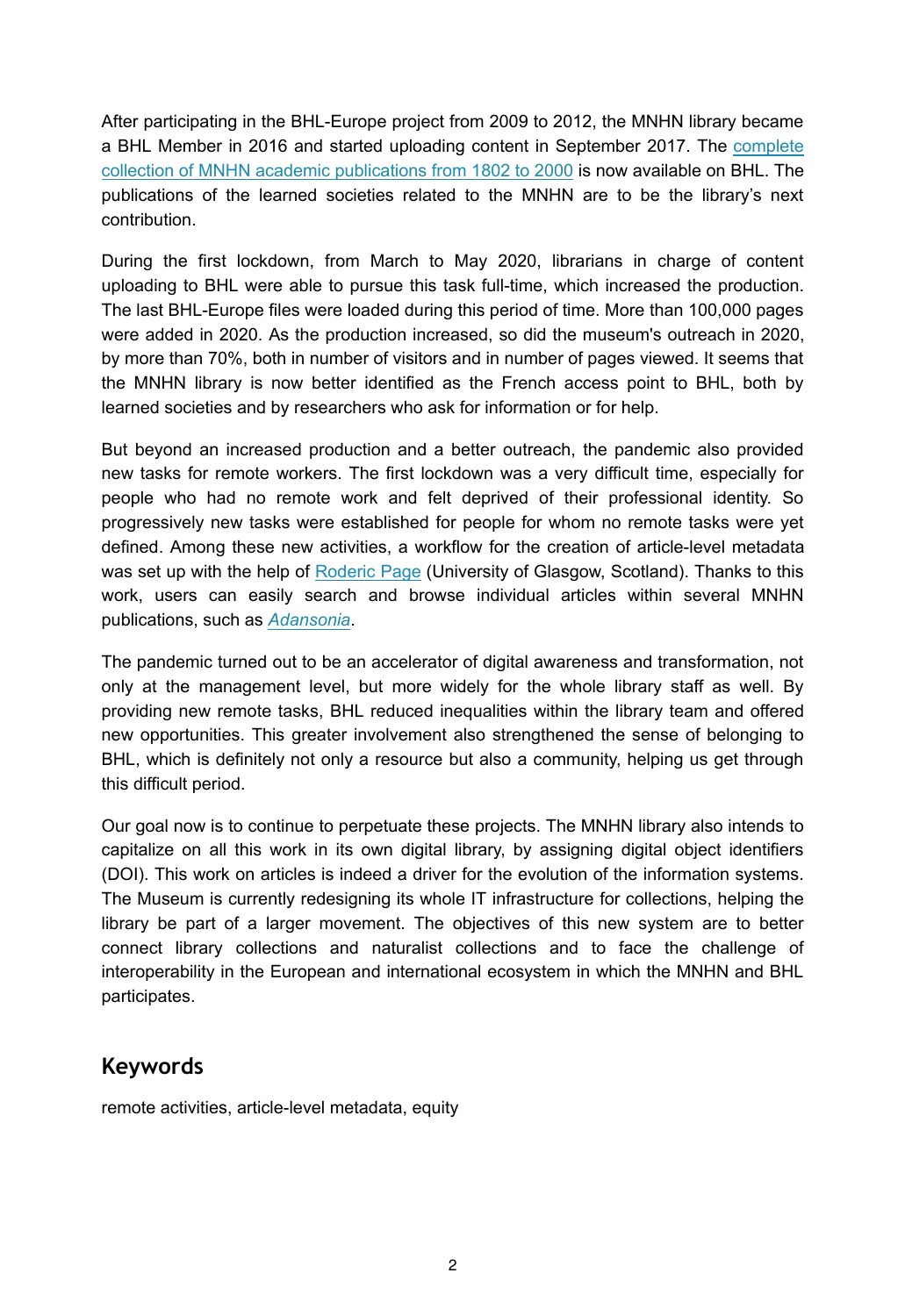After participating in the BHL-Europe project from 2009 to 2012, the MNHN library became a BHL Member in 2016 and started uploading content in September 2017. The complete collection of MNHN academic publications from 1802 to 2000 is now available on BHL. The publications of the learned societies related to the MNHN are to be the library's next contribution.

During the first lockdown, from March to May 2020, librarians in charge of content uploading to BHL were able to pursue this task full-time, which increased the production. The last BHL-Europe files were loaded during this period of time. More than 100,000 pages were added in 2020. As the production increased, so did the museum's outreach in 2020, by more than 70%, both in number of visitors and in number of pages viewed. It seems that the MNHN library is now better identified as the French access point to BHL, both by learned societies and by researchers who ask for information or for help.

But beyond an increased production and a better outreach, the pandemic also provided new tasks for remote workers. The first lockdown was a very difficult time, especially for people who had no remote work and felt deprived of their professional identity. So progressively new tasks were established for people for whom no remote tasks were yet defined. Among these new activities, a workflow for the creation of article-level metadata was set up with the help of Roderic Page (University of Glasgow, Scotland). Thanks to this work, users can easily search and browse individual articles within several MNHN publications, such as *Adansonia*.

The pandemic turned out to be an accelerator of digital awareness and transformation, not only at the management level, but more widely for the whole library staff as well. By providing new remote tasks, BHL reduced inequalities within the library team and offered new opportunities. This greater involvement also strengthened the sense of belonging to BHL, which is definitely not only a resource but also a community, helping us get through this difficult period.

Our goal now is to continue to perpetuate these projects. The MNHN library also intends to capitalize on all this work in its own digital library, by assigning digital object identifiers (DOI). This work on articles is indeed a driver for the evolution of the information systems. The Museum is currently redesigning its whole IT infrastructure for collections, helping the library be part of a larger movement. The objectives of this new system are to better connect library collections and naturalist collections and to face the challenge of interoperability in the European and international ecosystem in which the MNHN and BHL participates.

## Keywords

remote activities, article-level metadata, equity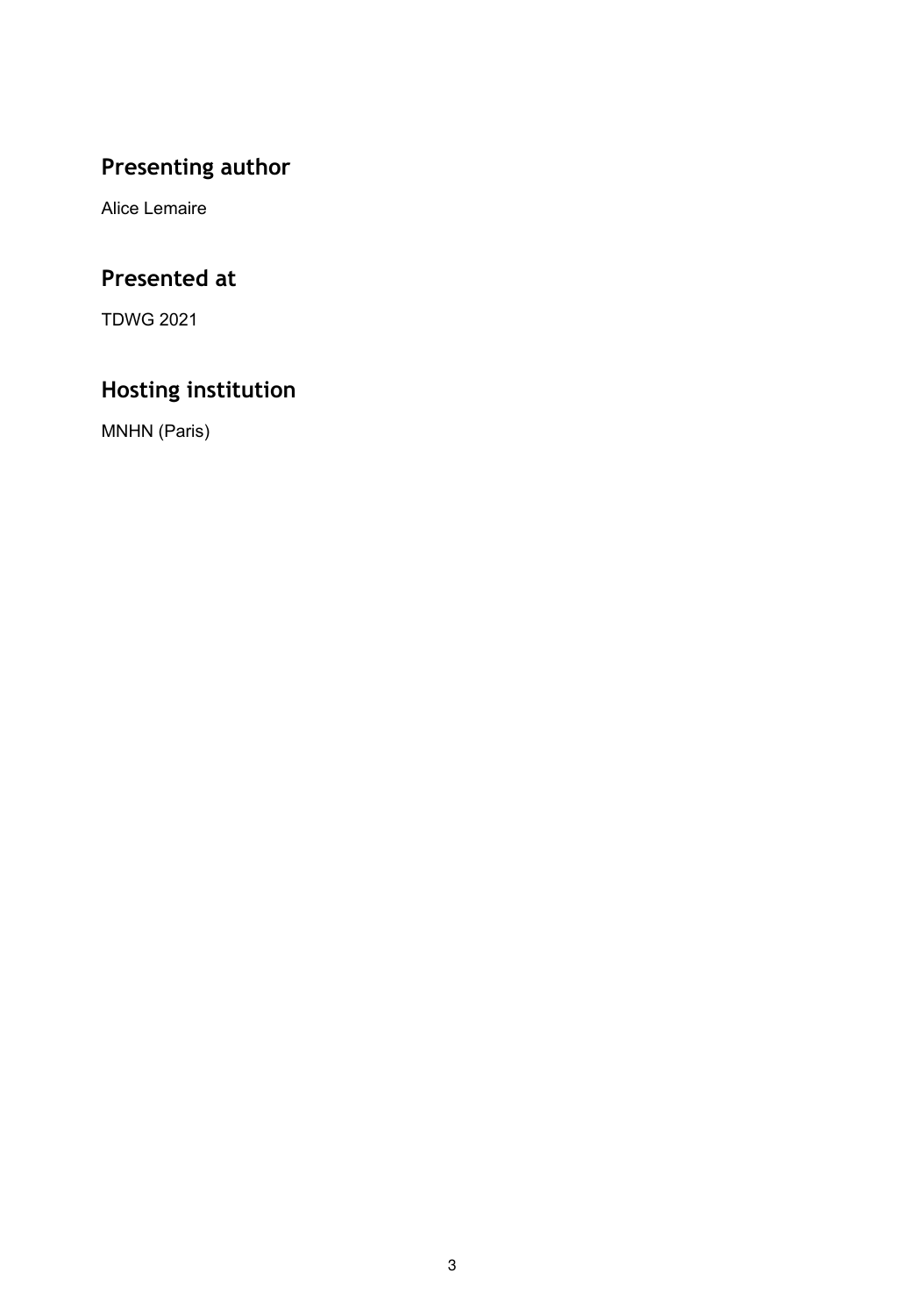## Presenting author

Alice Lemaire

## Presented at

TDWG 2021

## Hosting institution

MNHN (Paris)